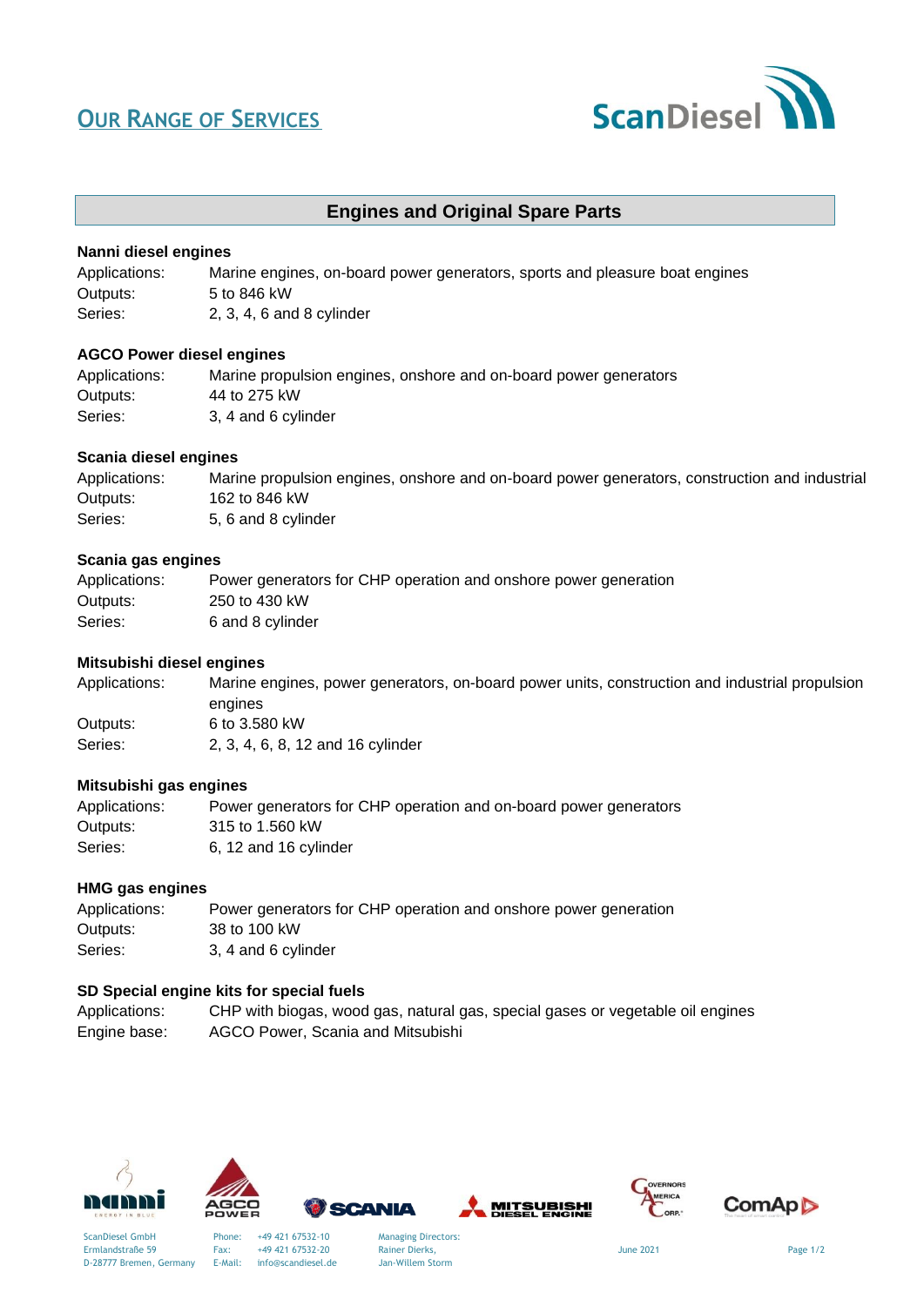# Our Range of Services

## Engines and Original Spare Parts

### Nanni diesel engines

| | |
|---|---|
| Applications: | Marine engines, on-board power generators, sports and pleasure boat engines |
| Outputs: | 5 to 846 kW |
| Series: | 2, 3, 4, 6 and 8 cylinder |

### AGCO Power diesel engines

| | |
|---|---|
| Applications: | Marine propulsion engines, onshore and on-board power generators |
| Outputs: | 44 to 275 kW |
| Series: | 3, 4 and 6 cylinder |

### Scania diesel engines

| | |
|---|---|
| Applications: | Marine propulsion engines, onshore and on-board power generators, construction and industrial |
| Outputs: | 162 to 846 kW |
| Series: | 5, 6 and 8 cylinder |

### Scania gas engines

| | |
|---|---|
| Applications: | Power generators for CHP operation and onshore power generation |
| Outputs: | 250 to 430 kW |
| Series: | 6 and 8 cylinder |

### Mitsubishi diesel engines

| | |
|---|---|
| Applications: | Marine engines, power generators, on-board power units, construction and industrial propulsion engines |
| Outputs: | 6 to 3.580 kW |
| Series: | 2, 3, 4, 6, 8, 12 and 16 cylinder |

### Mitsubishi gas engines

| | |
|---|---|
| Applications: | Power generators for CHP operation and on-board power generators |
| Outputs: | 315 to 1.560 kW |
| Series: | 6, 12 and 16 cylinder |

### HMG gas engines

| | |
|---|---|
| Applications: | Power generators for CHP operation and onshore power generation |
| Outputs: | 38 to 100 kW |
| Series: | 3, 4 and 6 cylinder |

### SD Special engine kits for special fuels

| | |
|---|---|
| Applications: | CHP with biogas, wood gas, natural gas, special gases or vegetable oil engines |
| Engine base: | AGCO Power, Scania and Mitsubishi |

ScanDiesel GmbH
Ermlandstraße 59
D-28777 Bremen, Germany

Phone: +49 421 67532-10
Fax: +49 421 67532-20
E-Mail: info@scandiesel.de

Managing Directors:
Rainer Dierks,
Jan-Willem Storm

June 2021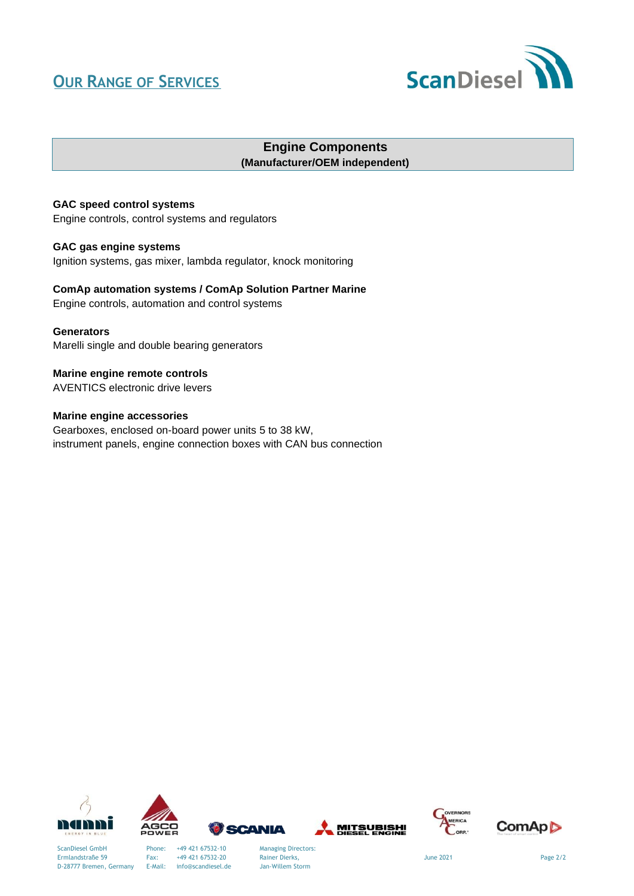# Our Range of Services

## Engine Components
**(Manufacturer/OEM independent)**

**GAC speed control systems**
Engine controls, control systems and regulators

**GAC gas engine systems**
Ignition systems, gas mixer, lambda regulator, knock monitoring

**ComAp automation systems / ComAp Solution Partner Marine**
Engine controls, automation and control systems

**Generators**
Marelli single and double bearing generators

**Marine engine remote controls**
AVENTICS electronic drive levers

**Marine engine accessories**
Gearboxes, enclosed on-board power units 5 to 38 kW,
instrument panels, engine connection boxes with CAN bus connection

ScanDiesel GmbH
Ermlandstraße 59
D-28777 Bremen, Germany

Phone: +49 421 67532-10
Fax: +49 421 67532-20
E-Mail: info@scandiesel.de

Managing Directors:
Rainer Dierks,
Jan-Willem Storm

June 2021